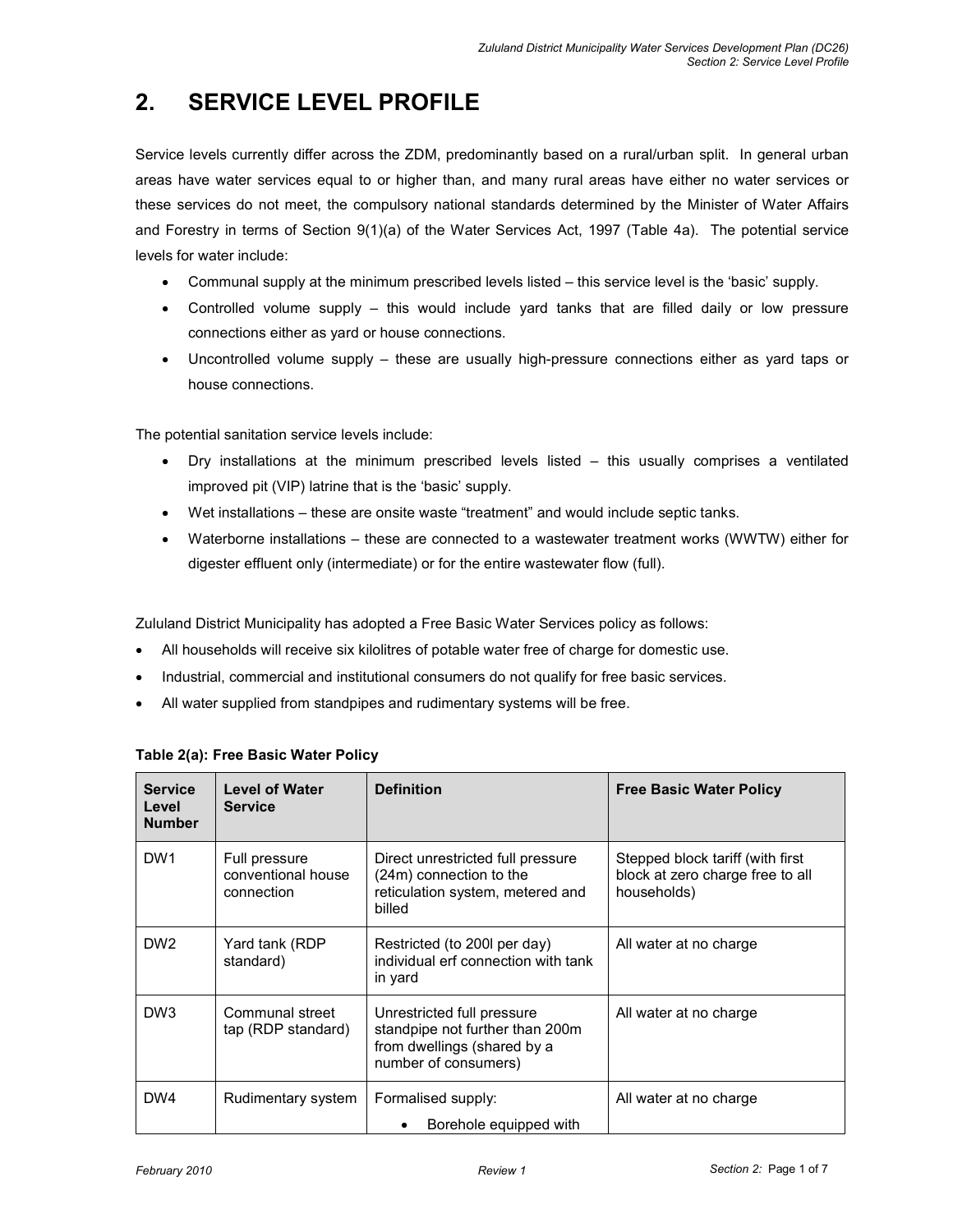# 2. SERVICE LEVEL PROFILE

Service levels currently differ across the ZDM, predominantly based on a rural/urban split. In general urban areas have water services equal to or higher than, and many rural areas have either no water services or these services do not meet, the compulsory national standards determined by the Minister of Water Affairs and Forestry in terms of Section 9(1)(a) of the Water Services Act, 1997 (Table 4a). The potential service levels for water include:

- Communal supply at the minimum prescribed levels listed – this service level is the 'basic' supply.
- Controlled volume supply – this would include yard tanks that are filled daily or low pressure connections either as yard or house connections.
- Uncontrolled volume supply – these are usually high-pressure connections either as yard taps or house connections.

The potential sanitation service levels include:

- Dry installations at the minimum prescribed levels listed – this usually comprises a ventilated improved pit (VIP) latrine that is the 'basic' supply.
- Wet installations – these are onsite waste "treatment" and would include septic tanks.
- Waterborne installations – these are connected to a wastewater treatment works (WWTW) either for digester effluent only (intermediate) or for the entire wastewater flow (full).

Zululand District Municipality has adopted a Free Basic Water Services policy as follows:

- All households will receive six kilolitres of potable water free of charge for domestic use.
- Industrial, commercial and institutional consumers do not qualify for free basic services.
- All water supplied from standpipes and rudimentary systems will be free.

**Table 2(a): Free Basic Water Policy**

| Service Level Number | Level of Water Service | Definition | Free Basic Water Policy |
|---|---|---|---|
| DW1 | Full pressure conventional house connection | Direct unrestricted full pressure (24m) connection to the reticulation system, metered and billed | Stepped block tariff (with first block at zero charge free to all households) |
| DW2 | Yard tank (RDP standard) | Restricted (to 200l per day) individual erf connection with tank in yard | All water at no charge |
| DW3 | Communal street tap (RDP standard) | Unrestricted full pressure standpipe not further than 200m from dwellings (shared by a number of consumers) | All water at no charge |
| DW4 | Rudimentary system | Formalised supply:<br>• Borehole equipped with | All water at no charge |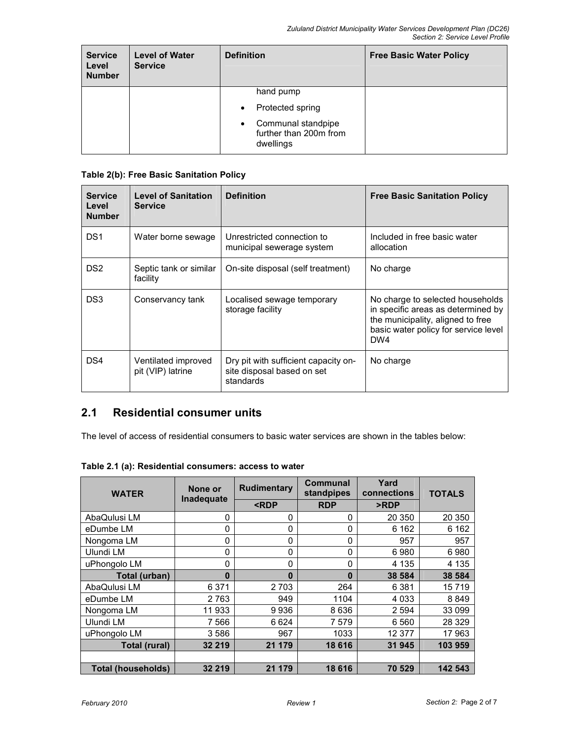| Service Level Number | Level of Water Service | Definition | Free Basic Water Policy |
|---|---|---|---|
| | | hand pump<br>• Protected spring<br>• Communal standpipe further than 200m from dwellings | |

**Table 2(b): Free Basic Sanitation Policy**

| Service Level Number | Level of Sanitation Service | Definition | Free Basic Sanitation Policy |
|---|---|---|---|
| DS1 | Water borne sewage | Unrestricted connection to municipal sewerage system | Included in free basic water allocation |
| DS2 | Septic tank or similar facility | On-site disposal (self treatment) | No charge |
| DS3 | Conservancy tank | Localised sewage temporary storage facility | No charge to selected households in specific areas as determined by the municipality, aligned to free basic water policy for service level DW4 |
| DS4 | Ventilated improved pit (VIP) latrine | Dry pit with sufficient capacity on-site disposal based on set standards | No charge |

## 2.1 Residential consumer units

The level of access of residential consumers to basic water services are shown in the tables below:

**Table 2.1 (a): Residential consumers: access to water**

| WATER | None or Inadequate | Rudimentary | Communal standpipes | Yard connections | TOTALS |
|---|---|---|---|---|---|
| | | <RDP | RDP | >RDP | |
| AbaQulusi LM | 0 | 0 | 0 | 20 350 | 20 350 |
| eDumbe LM | 0 | 0 | 0 | 6 162 | 6 162 |
| Nongoma LM | 0 | 0 | 0 | 957 | 957 |
| Ulundi LM | 0 | 0 | 0 | 6 980 | 6 980 |
| uPhongolo LM | 0 | 0 | 0 | 4 135 | 4 135 |
| **Total (urban)** | **0** | **0** | **0** | **38 584** | **38 584** |
| AbaQulusi LM | 6 371 | 2 703 | 264 | 6 381 | 15 719 |
| eDumbe LM | 2 763 | 949 | 1104 | 4 033 | 8 849 |
| Nongoma LM | 11 933 | 9 936 | 8 636 | 2 594 | 33 099 |
| Ulundi LM | 7 566 | 6 624 | 7 579 | 6 560 | 28 329 |
| uPhongolo LM | 3 586 | 967 | 1033 | 12 377 | 17 963 |
| **Total (rural)** | **32 219** | **21 179** | **18 616** | **31 945** | **103 959** |
| | | | | | |
| **Total (households)** | **32 219** | **21 179** | **18 616** | **70 529** | **142 543** |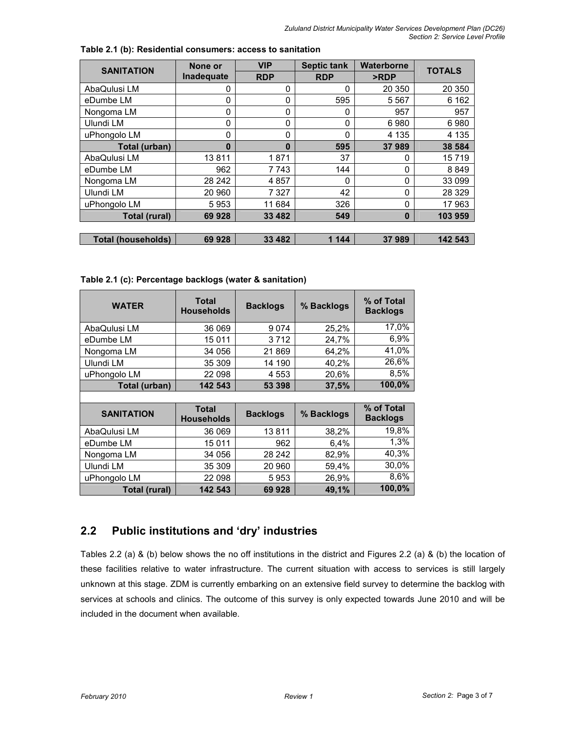**Table 2.1 (b): Residential consumers: access to sanitation**

| SANITATION | None or Inadequate | VIP RDP | Septic tank RDP | Waterborne >RDP | TOTALS |
|---|---|---|---|---|---|
| AbaQulusi LM | 0 | 0 | 0 | 20 350 | 20 350 |
| eDumbe LM | 0 | 0 | 595 | 5 567 | 6 162 |
| Nongoma LM | 0 | 0 | 0 | 957 | 957 |
| Ulundi LM | 0 | 0 | 0 | 6 980 | 6 980 |
| uPhongolo LM | 0 | 0 | 0 | 4 135 | 4 135 |
| **Total (urban)** | **0** | **0** | **595** | **37 989** | **38 584** |
| AbaQulusi LM | 13 811 | 1 871 | 37 | 0 | 15 719 |
| eDumbe LM | 962 | 7 743 | 144 | 0 | 8 849 |
| Nongoma LM | 28 242 | 4 857 | 0 | 0 | 33 099 |
| Ulundi LM | 20 960 | 7 327 | 42 | 0 | 28 329 |
| uPhongolo LM | 5 953 | 11 684 | 326 | 0 | 17 963 |
| **Total (rural)** | **69 928** | **33 482** | **549** | **0** | **103 959** |
| | | | | | |
| **Total (households)** | **69 928** | **33 482** | **1 144** | **37 989** | **142 543** |

**Table 2.1 (c): Percentage backlogs (water & sanitation)**

| WATER | Total Households | Backlogs | % Backlogs | % of Total Backlogs |
|---|---|---|---|---|
| AbaQulusi LM | 36 069 | 9 074 | 25,2% | 17,0% |
| eDumbe LM | 15 011 | 3 712 | 24,7% | 6,9% |
| Nongoma LM | 34 056 | 21 869 | 64,2% | 41,0% |
| Ulundi LM | 35 309 | 14 190 | 40,2% | 26,6% |
| uPhongolo LM | 22 098 | 4 553 | 20,6% | 8,5% |
| **Total (urban)** | **142 543** | **53 398** | **37,5%** | **100,0%** |
| | | | | |
| **SANITATION** | **Total Households** | **Backlogs** | **% Backlogs** | **% of Total Backlogs** |
| AbaQulusi LM | 36 069 | 13 811 | 38,2% | 19,8% |
| eDumbe LM | 15 011 | 962 | 6,4% | 1,3% |
| Nongoma LM | 34 056 | 28 242 | 82,9% | 40,3% |
| Ulundi LM | 35 309 | 20 960 | 59,4% | 30,0% |
| uPhongolo LM | 22 098 | 5 953 | 26,9% | 8,6% |
| **Total (rural)** | **142 543** | **69 928** | **49,1%** | **100,0%** |

## 2.2 Public institutions and 'dry' industries

Tables 2.2 (a) & (b) below shows the no off institutions in the district and Figures 2.2 (a) & (b) the location of these facilities relative to water infrastructure. The current situation with access to services is still largely unknown at this stage. ZDM is currently embarking on an extensive field survey to determine the backlog with services at schools and clinics. The outcome of this survey is only expected towards June 2010 and will be included in the document when available.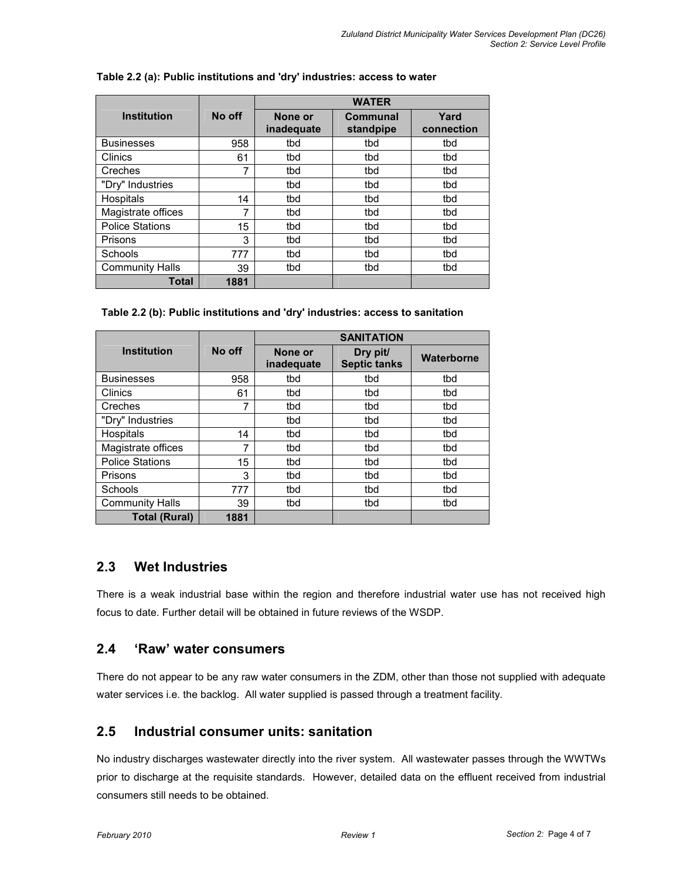**Table 2.2 (a): Public institutions and 'dry' industries: access to water**

| Institution | No off | WATER | | |
|---|---|---|---|---|
| | | None or inadequate | Communal standpipe | Yard connection |
| Businesses | 958 | tbd | tbd | tbd |
| Clinics | 61 | tbd | tbd | tbd |
| Creches | 7 | tbd | tbd | tbd |
| "Dry" Industries | | tbd | tbd | tbd |
| Hospitals | 14 | tbd | tbd | tbd |
| Magistrate offices | 7 | tbd | tbd | tbd |
| Police Stations | 15 | tbd | tbd | tbd |
| Prisons | 3 | tbd | tbd | tbd |
| Schools | 777 | tbd | tbd | tbd |
| Community Halls | 39 | tbd | tbd | tbd |
| **Total** | **1881** | | | |

**Table 2.2 (b): Public institutions and 'dry' industries: access to sanitation**

| Institution | No off | SANITATION | | |
|---|---|---|---|---|
| | | None or inadequate | Dry pit/ Septic tanks | Waterborne |
| Businesses | 958 | tbd | tbd | tbd |
| Clinics | 61 | tbd | tbd | tbd |
| Creches | 7 | tbd | tbd | tbd |
| "Dry" Industries | | tbd | tbd | tbd |
| Hospitals | 14 | tbd | tbd | tbd |
| Magistrate offices | 7 | tbd | tbd | tbd |
| Police Stations | 15 | tbd | tbd | tbd |
| Prisons | 3 | tbd | tbd | tbd |
| Schools | 777 | tbd | tbd | tbd |
| Community Halls | 39 | tbd | tbd | tbd |
| **Total (Rural)** | **1881** | | | |

## 2.3 Wet Industries

There is a weak industrial base within the region and therefore industrial water use has not received high focus to date. Further detail will be obtained in future reviews of the WSDP.

## 2.4 'Raw' water consumers

There do not appear to be any raw water consumers in the ZDM, other than those not supplied with adequate water services i.e. the backlog. All water supplied is passed through a treatment facility.

## 2.5 Industrial consumer units: sanitation

No industry discharges wastewater directly into the river system. All wastewater passes through the WWTWs prior to discharge at the requisite standards. However, detailed data on the effluent received from industrial consumers still needs to be obtained.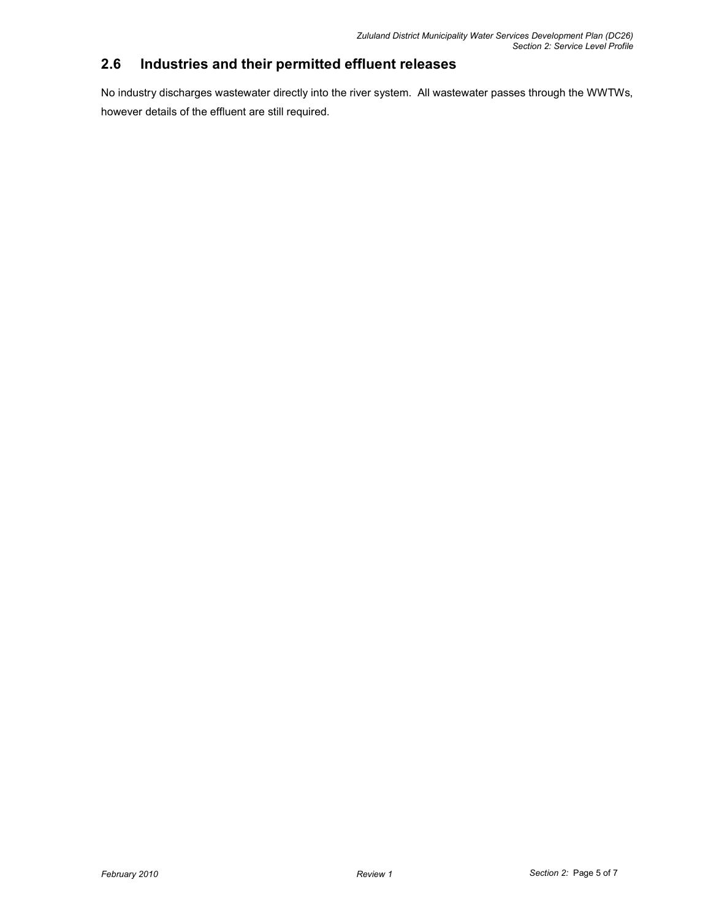## 2.6 Industries and their permitted effluent releases

No industry discharges wastewater directly into the river system. All wastewater passes through the WWTWs, however details of the effluent are still required.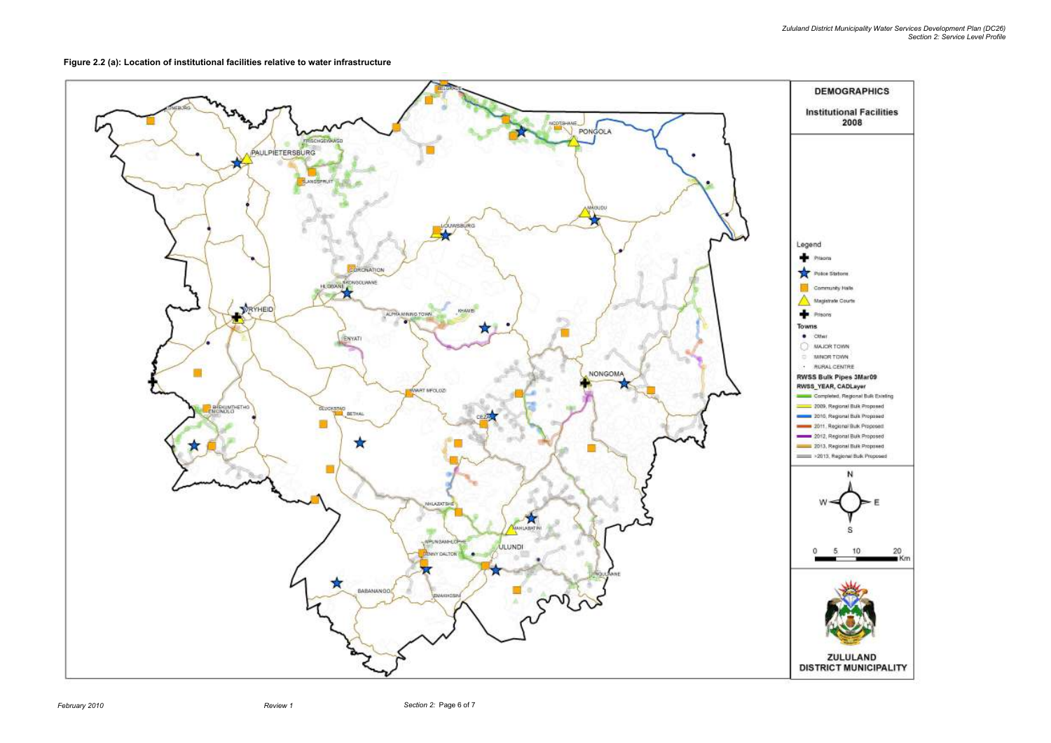**Figure 2.2 (a): Location of institutional facilities relative to water infrastructure**

DEMOGRAPHICS

Institutional Facilities 2008

Legend

- Prisons
- Police Stations
- Community Halls
- Magistrate Courts
- Prisons

Towns

- Other
- MAJOR TOWN
- MINOR TOWN
- RURAL CENTRE

RWSS Bulk Pipes 3Mar09

RWSS_YEAR, CADLayer

- Completed, Regional Bulk Existing
- 2009, Regional Bulk Proposed
- 2010, Regional Bulk Proposed
- 2011, Regional Bulk Proposed
- 2012, Regional Bulk Proposed
- 2013, Regional Bulk Proposed
- >2013, Regional Bulk Proposed

N W E S

0 5 10 20 Km

ZULULAND DISTRICT MUNICIPALITY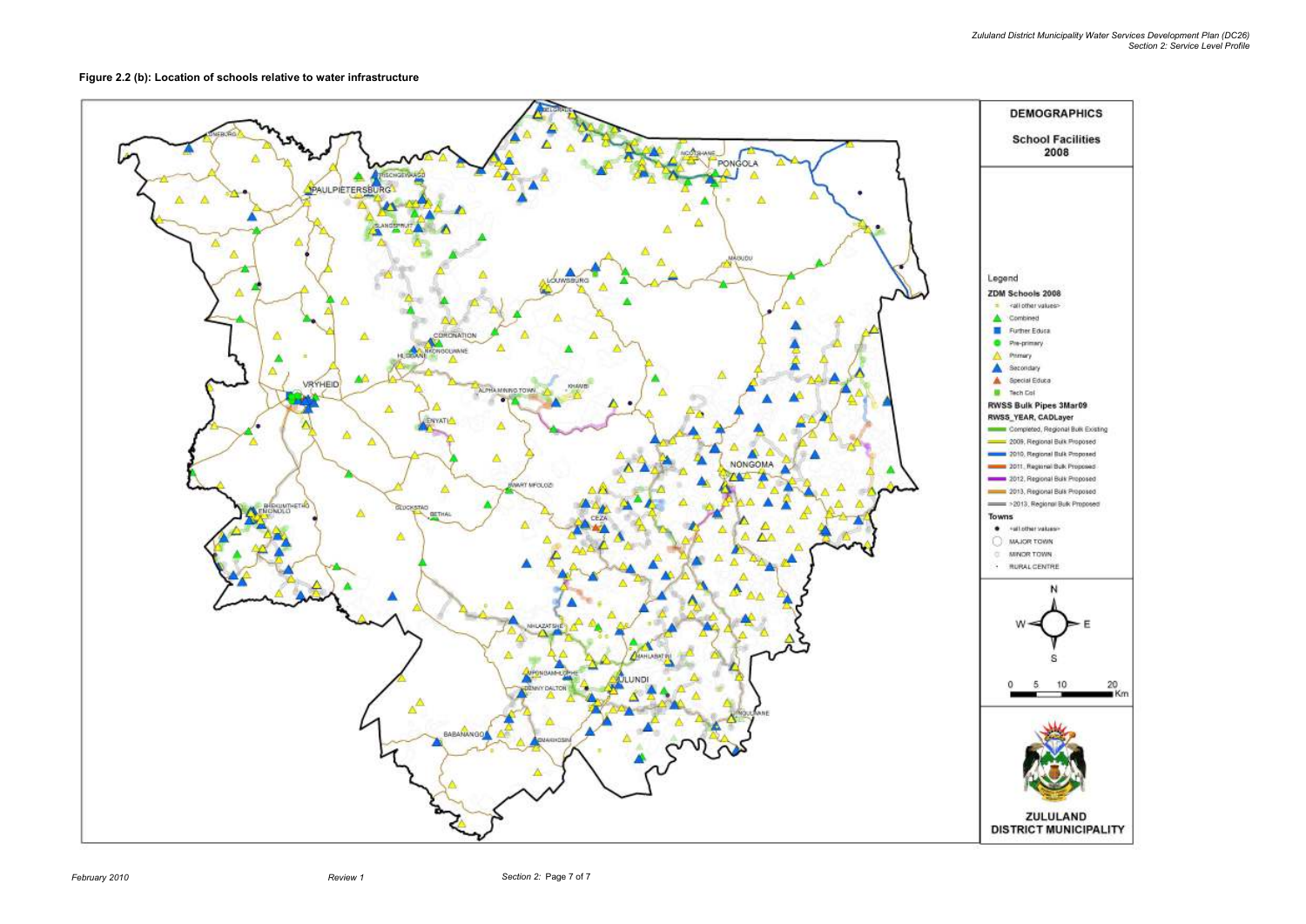**Figure 2.2 (b): Location of schools relative to water infrastructure**

DEMOGRAPHICS

School Facilities 2008

Legend

ZDM Schools 2008

- <all other values>
- Combined
- Further Educa
- Pre-primary
- Primary
- Secondary
- Special Educa
- Tech Col

RWSS Bulk Pipes 3Mar09

RWSS_YEAR, CADLayer

- Completed, Regional Bulk Existing
- 2009, Regional Bulk Proposed
- 2010, Regional Bulk Proposed
- 2011, Regional Bulk Proposed
- 2012, Regional Bulk Proposed
- 2013, Regional Bulk Proposed
- >2013, Regional Bulk Proposed

Towns

- <all other values>
- MAJOR TOWN
- MINOR TOWN
- RURAL CENTRE

N
W E
S

0 5 10 20 Km

ZULULAND DISTRICT MUNICIPALITY

PAULPIETERSBURG
PONGOLA
LOUWSBURG
CORONATION
VRYHEID
ENYATI
ALPHA MINING TOWN
KHAMBI
NONGOMA
SWART MFOLOZI
GLUCKSTAD
BETHAL
CEZA
NHLAZATSHE
MAHLABATINI
ULUNDI
BABANANGO
MAGUDU